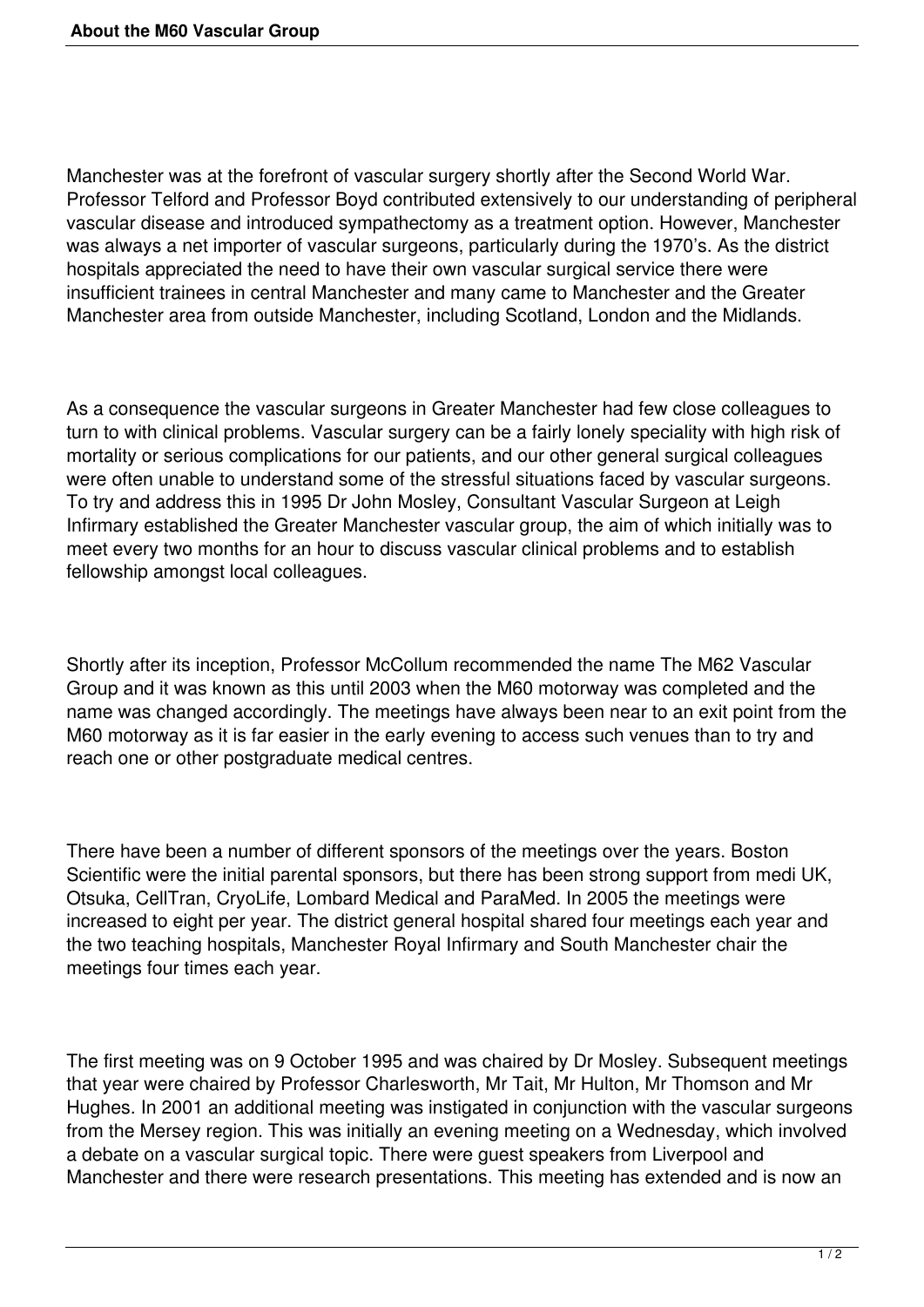# About the M60 Vascular Group

Manchester was at the forefront of vascular surgery shortly after the Second World War. Professor Telford and Professor Boyd contributed extensively to our understanding of peripheral vascular disease and introduced sympathectomy as a treatment option. However, Manchester was always a net importer of vascular surgeons, particularly during the 1970's. As the district hospitals appreciated the need to have their own vascular surgical service there were insufficient trainees in central Manchester and many came to Manchester and the Greater Manchester area from outside Manchester, including Scotland, London and the Midlands.

As a consequence the vascular surgeons in Greater Manchester had few close colleagues to turn to with clinical problems. Vascular surgery can be a fairly lonely speciality with high risk of mortality or serious complications for our patients, and our other general surgical colleagues were often unable to understand some of the stressful situations faced by vascular surgeons. To try and address this in 1995 Dr John Mosley, Consultant Vascular Surgeon at Leigh Infirmary established the Greater Manchester vascular group, the aim of which initially was to meet every two months for an hour to discuss vascular clinical problems and to establish fellowship amongst local colleagues.

Shortly after its inception, Professor McCollum recommended the name The M62 Vascular Group and it was known as this until 2003 when the M60 motorway was completed and the name was changed accordingly. The meetings have always been near to an exit point from the M60 motorway as it is far easier in the early evening to access such venues than to try and reach one or other postgraduate medical centres.

There have been a number of different sponsors of the meetings over the years. Boston Scientific were the initial parental sponsors, but there has been strong support from medi UK, Otsuka, CellTran, CryoLife, Lombard Medical and ParaMed. In 2005 the meetings were increased to eight per year. The district general hospital shared four meetings each year and the two teaching hospitals, Manchester Royal Infirmary and South Manchester chair the meetings four times each year.

The first meeting was on 9 October 1995 and was chaired by Dr Mosley. Subsequent meetings that year were chaired by Professor Charlesworth, Mr Tait, Mr Hulton, Mr Thomson and Mr Hughes. In 2001 an additional meeting was instigated in conjunction with the vascular surgeons from the Mersey region. This was initially an evening meeting on a Wednesday, which involved a debate on a vascular surgical topic. There were guest speakers from Liverpool and Manchester and there were research presentations. This meeting has extended and is now an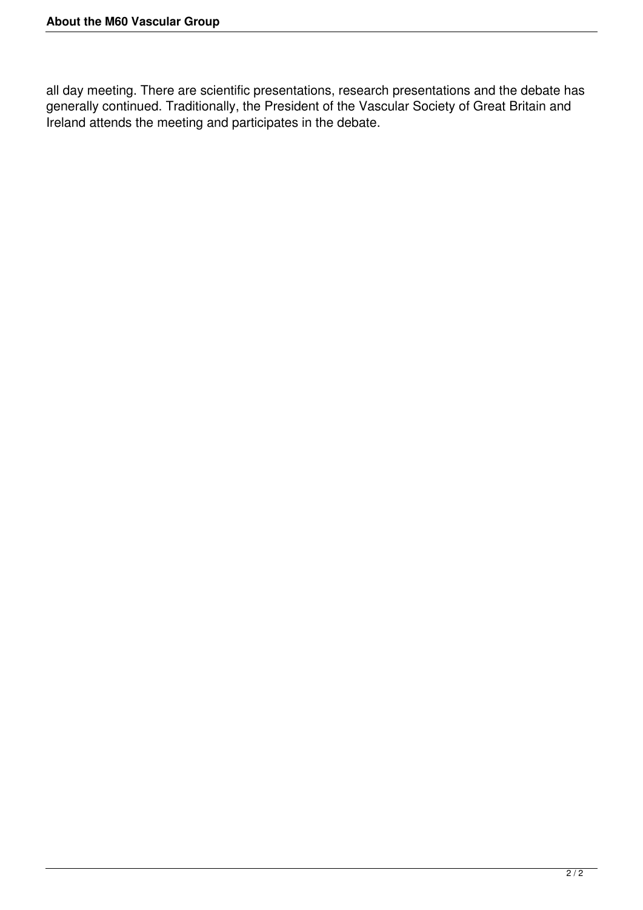all day meeting. There are scientific presentations, research presentations and the debate has generally continued. Traditionally, the President of the Vascular Society of Great Britain and Ireland attends the meeting and participates in the debate.